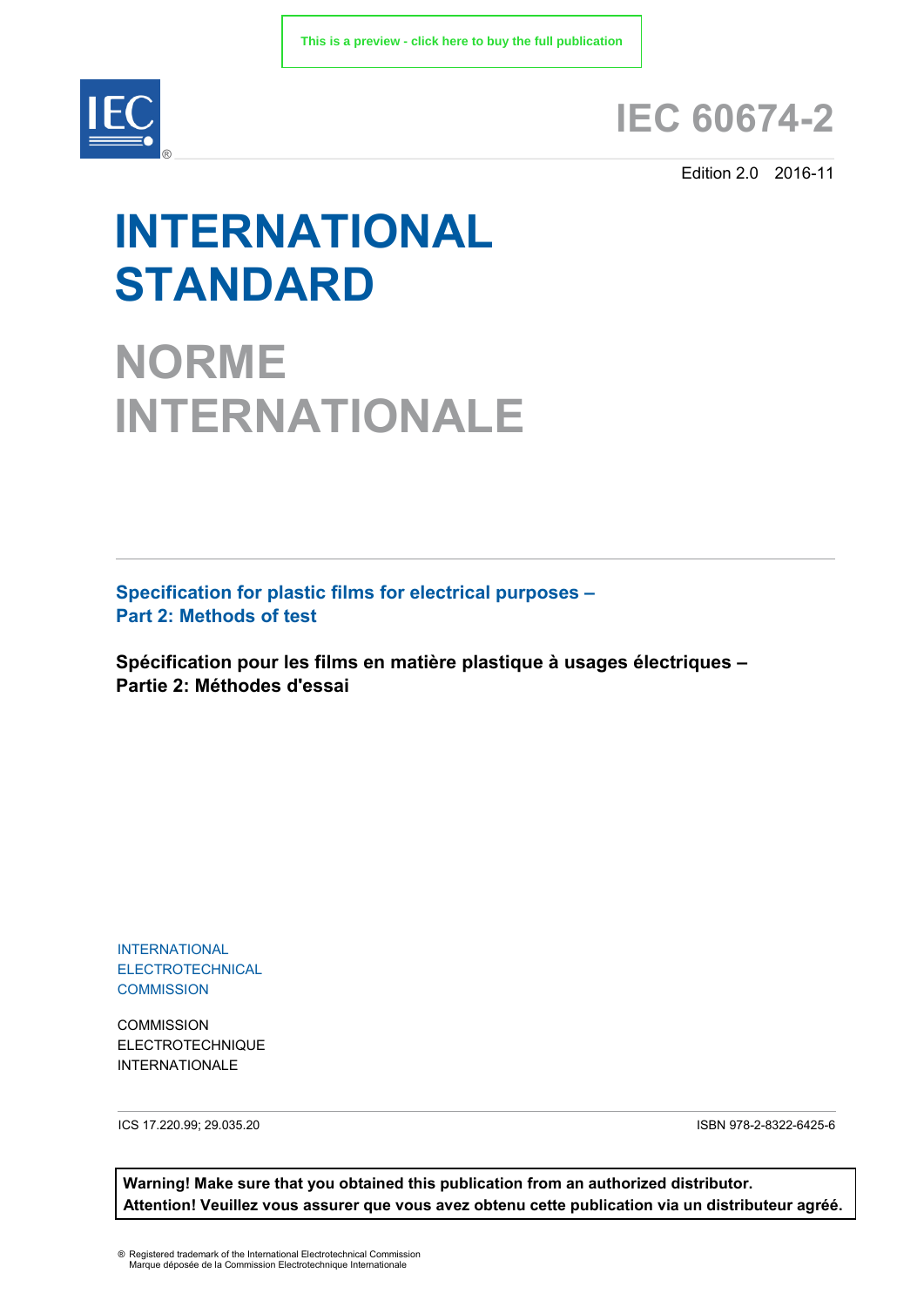This is a preview - click here to buy the full publication

IEC®

# IEC 60674-2

Edition 2.0 2016-11

# INTERNATIONAL STANDARD

# NORME INTERNATIONALE

## Specification for plastic films for electrical purposes – Part 2: Methods of test

**Spécification pour les films en matière plastique à usages électriques – Partie 2: Méthodes d'essai**

INTERNATIONAL ELECTROTECHNICAL COMMISSION

COMMISSION ELECTROTECHNIQUE INTERNATIONALE

ICS 17.220.99; 29.035.20

ISBN 978-2-8322-6425-6

**Warning! Make sure that you obtained this publication from an authorized distributor.**
**Attention! Veuillez vous assurer que vous avez obtenu cette publication via un distributeur agréé.**

® Registered trademark of the International Electrotechnical Commission
Marque déposée de la Commission Electrotechnique Internationale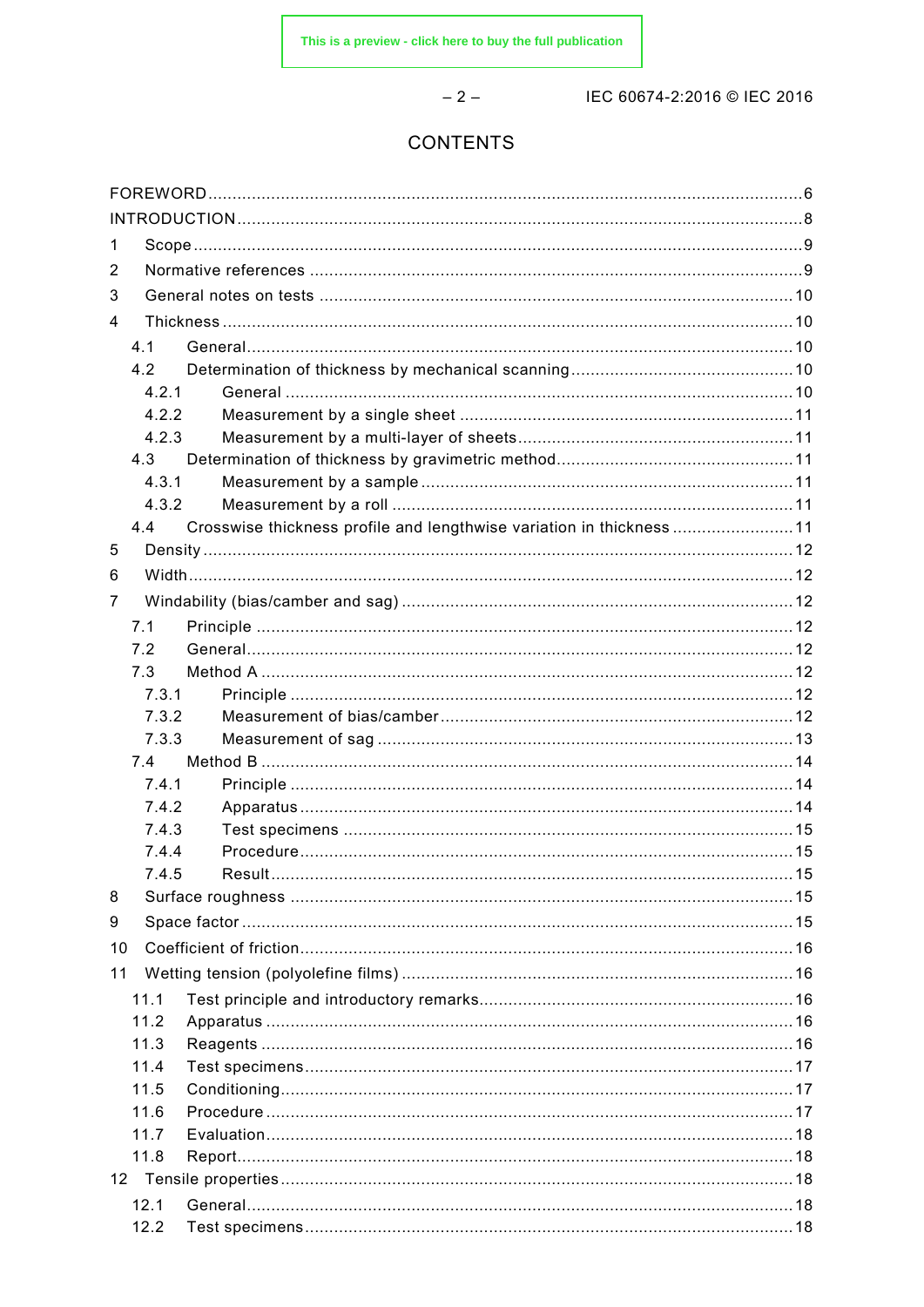# CONTENTS

FOREWORD .......... 6
INTRODUCTION .......... 8
1 Scope .......... 9
2 Normative references .......... 9
3 General notes on tests .......... 10
4 Thickness .......... 10
  4.1 General .......... 10
  4.2 Determination of thickness by mechanical scanning .......... 10
    4.2.1 General .......... 10
    4.2.2 Measurement by a single sheet .......... 11
    4.2.3 Measurement by a multi-layer of sheets .......... 11
  4.3 Determination of thickness by gravimetric method .......... 11
    4.3.1 Measurement by a sample .......... 11
    4.3.2 Measurement by a roll .......... 11
  4.4 Crosswise thickness profile and lengthwise variation in thickness .......... 11
5 Density .......... 12
6 Width .......... 12
7 Windability (bias/camber and sag) .......... 12
  7.1 Principle .......... 12
  7.2 General .......... 12
  7.3 Method A .......... 12
    7.3.1 Principle .......... 12
    7.3.2 Measurement of bias/camber .......... 12
    7.3.3 Measurement of sag .......... 13
  7.4 Method B .......... 14
    7.4.1 Principle .......... 14
    7.4.2 Apparatus .......... 14
    7.4.3 Test specimens .......... 15
    7.4.4 Procedure .......... 15
    7.4.5 Result .......... 15
8 Surface roughness .......... 15
9 Space factor .......... 15
10 Coefficient of friction .......... 16
11 Wetting tension (polyolefine films) .......... 16
  11.1 Test principle and introductory remarks .......... 16
  11.2 Apparatus .......... 16
  11.3 Reagents .......... 16
  11.4 Test specimens .......... 17
  11.5 Conditioning .......... 17
  11.6 Procedure .......... 17
  11.7 Evaluation .......... 18
  11.8 Report .......... 18
12 Tensile properties .......... 18
  12.1 General .......... 18
  12.2 Test specimens .......... 18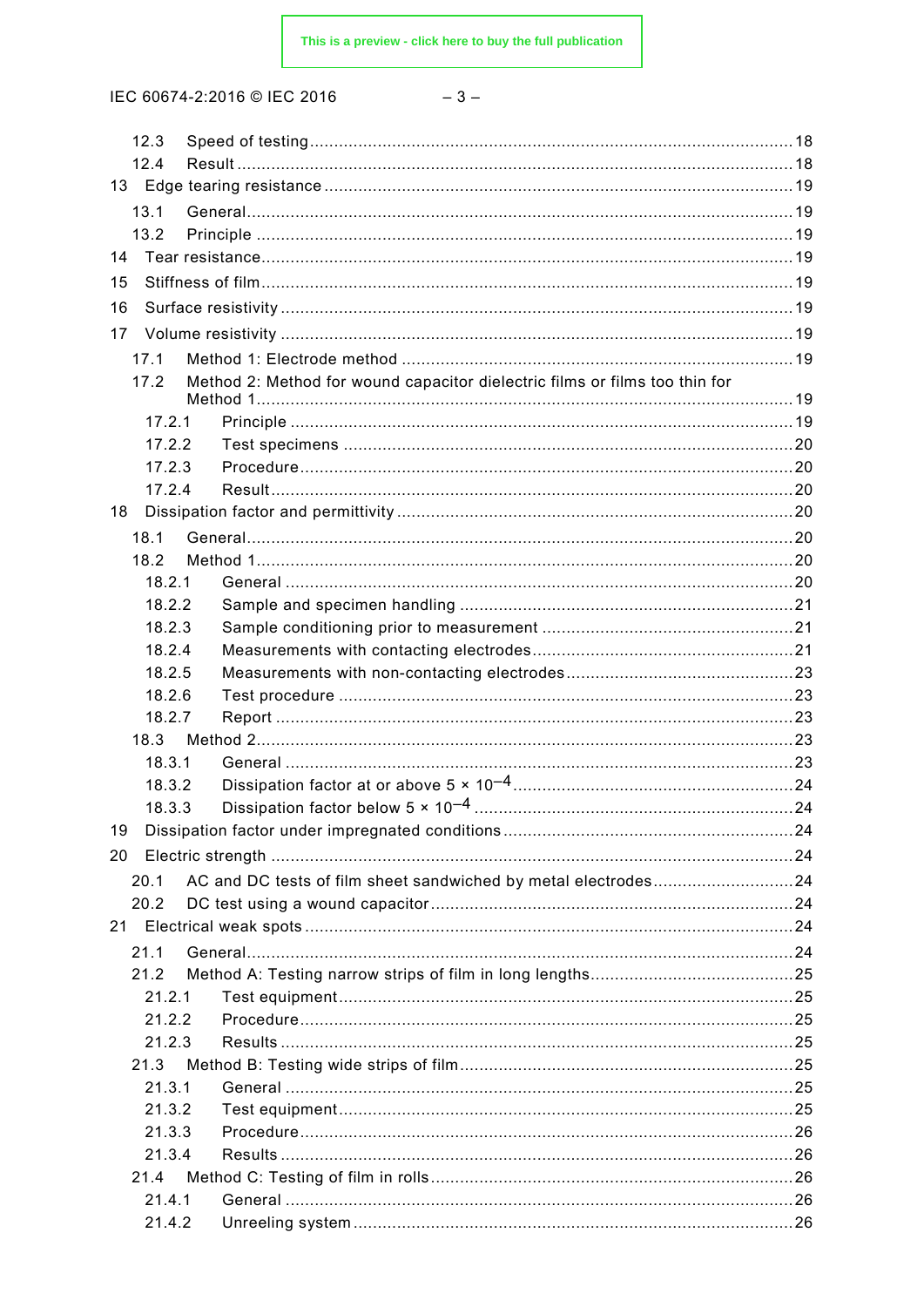12.3 Speed of testing ............................................................................................... 18
12.4 Result ................................................................................................................ 18
13 Edge tearing resistance ........................................................................................ 19
13.1 General .............................................................................................................. 19
13.2 Principle ............................................................................................................ 19
14 Tear resistance ........................................................................................................ 19
15 Stiffness of film ....................................................................................................... 19
16 Surface resistivity .................................................................................................... 19
17 Volume resistivity ..................................................................................................... 19
17.1 Method 1: Electrode method .............................................................................. 19
17.2 Method 2: Method for wound capacitor dielectric films or films too thin for Method 1 ....................................................................................................... 19
17.2.1 Principle ......................................................................................................... 19
17.2.2 Test specimens .............................................................................................. 20
17.2.3 Procedure ...................................................................................................... 20
17.2.4 Result ............................................................................................................. 20
18 Dissipation factor and permittivity ........................................................................... 20
18.1 General .............................................................................................................. 20
18.2 Method 1 ............................................................................................................ 20
18.2.1 General ........................................................................................................... 20
18.2.2 Sample and specimen handling ..................................................................... 21
18.2.3 Sample conditioning prior to measurement .................................................... 21
18.2.4 Measurements with contacting electrodes ...................................................... 21
18.2.5 Measurements with non-contacting electrodes ............................................... 23
18.2.6 Test procedure ............................................................................................... 23
18.2.7 Report ............................................................................................................. 23
18.3 Method 2 ............................................................................................................ 23
18.3.1 General ........................................................................................................... 23
18.3.2 Dissipation factor at or above $5 \times 10^{-4}$ ............................................... 24
18.3.3 Dissipation factor below $5 \times 10^{-4}$ ........................................................ 24
19 Dissipation factor under impregnated conditions ..................................................... 24
20 Electric strength ....................................................................................................... 24
20.1 AC and DC tests of film sheet sandwiched by metal electrodes .......................... 24
20.2 DC test using a wound capacitor ........................................................................ 24
21 Electrical weak spots ................................................................................................ 24
21.1 General .............................................................................................................. 24
21.2 Method A: Testing narrow strips of film in long lengths ........................................ 25
21.2.1 Test equipment ............................................................................................... 25
21.2.2 Procedure ....................................................................................................... 25
21.2.3 Results ........................................................................................................... 25
21.3 Method B: Testing wide strips of film ................................................................... 25
21.3.1 General ........................................................................................................... 25
21.3.2 Test equipment ............................................................................................... 25
21.3.3 Procedure ....................................................................................................... 26
21.3.4 Results ........................................................................................................... 26
21.4 Method C: Testing of film in rolls ......................................................................... 26
21.4.1 General ........................................................................................................... 26
21.4.2 Unreeling system ............................................................................................ 26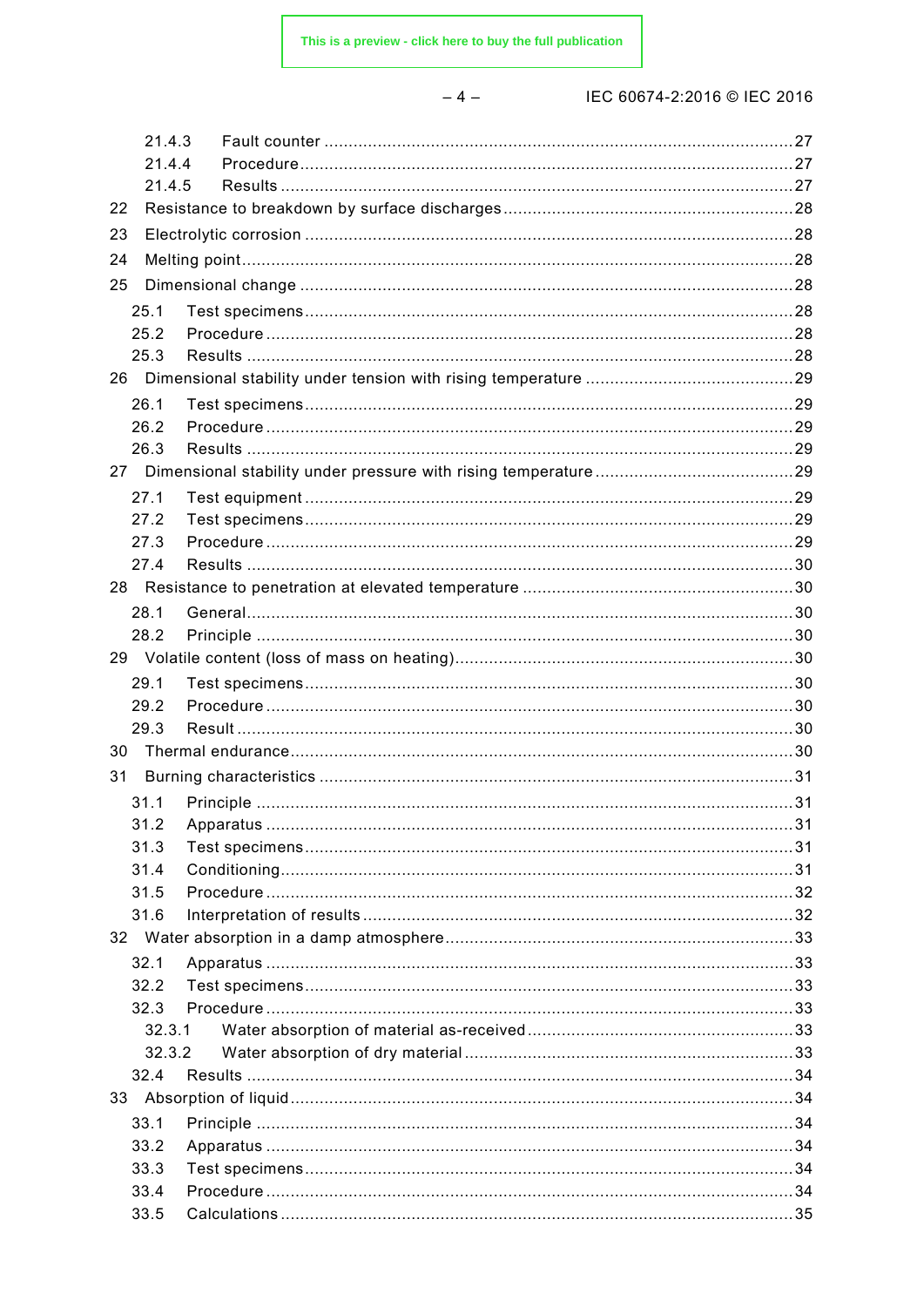21.4.3 Fault counter ....27
21.4.4 Procedure ....27
21.4.5 Results ....27
22 Resistance to breakdown by surface discharges ....28
23 Electrolytic corrosion ....28
24 Melting point ....28
25 Dimensional change ....28
25.1 Test specimens ....28
25.2 Procedure ....28
25.3 Results ....28
26 Dimensional stability under tension with rising temperature ....29
26.1 Test specimens ....29
26.2 Procedure ....29
26.3 Results ....29
27 Dimensional stability under pressure with rising temperature ....29
27.1 Test equipment ....29
27.2 Test specimens ....29
27.3 Procedure ....29
27.4 Results ....30
28 Resistance to penetration at elevated temperature ....30
28.1 General ....30
28.2 Principle ....30
29 Volatile content (loss of mass on heating) ....30
29.1 Test specimens ....30
29.2 Procedure ....30
29.3 Result ....30
30 Thermal endurance ....30
31 Burning characteristics ....31
31.1 Principle ....31
31.2 Apparatus ....31
31.3 Test specimens ....31
31.4 Conditioning ....31
31.5 Procedure ....32
31.6 Interpretation of results ....32
32 Water absorption in a damp atmosphere ....33
32.1 Apparatus ....33
32.2 Test specimens ....33
32.3 Procedure ....33
32.3.1 Water absorption of material as-received ....33
32.3.2 Water absorption of dry material ....33
32.4 Results ....34
33 Absorption of liquid ....34
33.1 Principle ....34
33.2 Apparatus ....34
33.3 Test specimens ....34
33.4 Procedure ....34
33.5 Calculations ....35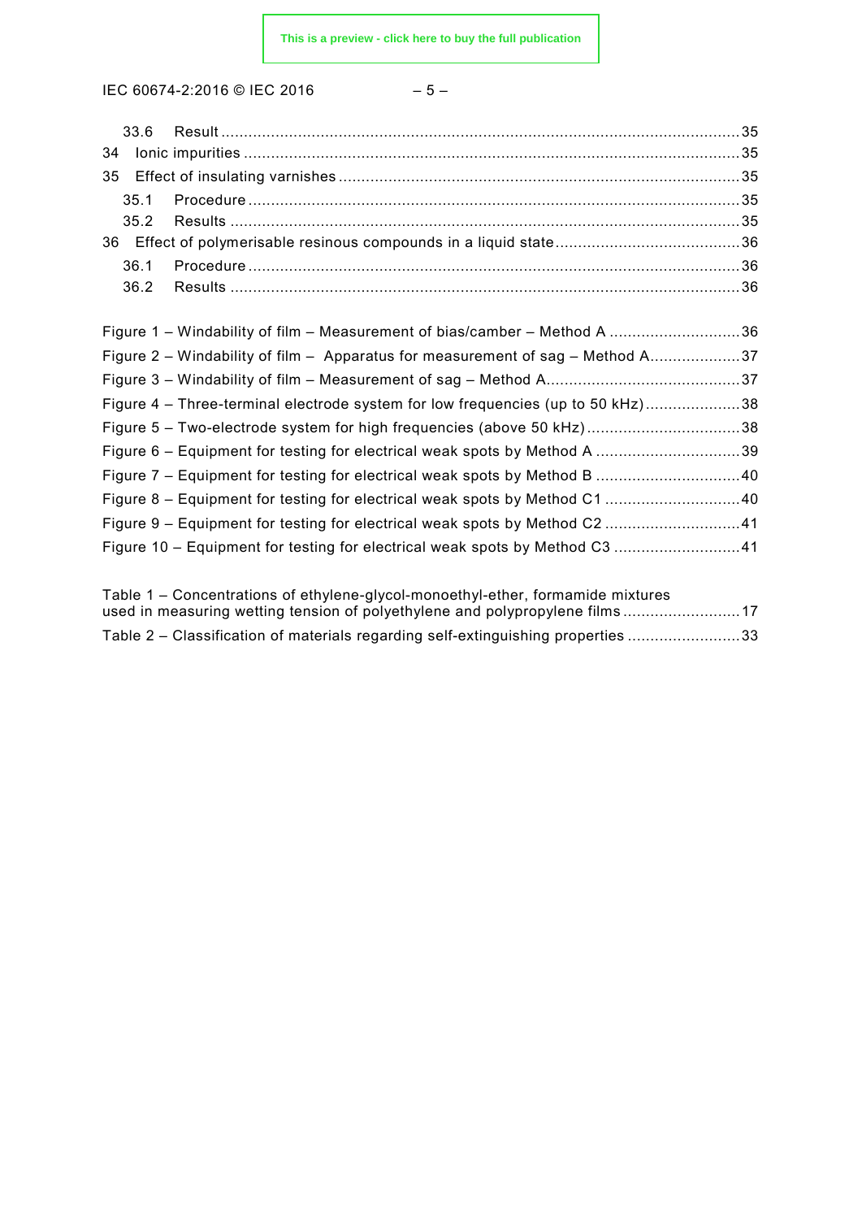33.6 Result .......................................................................................................................35

34 Ionic impurities ..............................................................................................................35

35 Effect of insulating varnishes ..........................................................................................35

35.1 Procedure ..................................................................................................................35

35.2 Results ......................................................................................................................35

36 Effect of polymerisable resinous compounds in a liquid state ............................................36

36.1 Procedure ..................................................................................................................36

36.2 Results ......................................................................................................................36

Figure 1 – Windability of film – Measurement of bias/camber – Method A ..............................36

Figure 2 – Windability of film – Apparatus for measurement of sag – Method A.....................37

Figure 3 – Windability of film – Measurement of sag – Method A............................................37

Figure 4 – Three-terminal electrode system for low frequencies (up to 50 kHz).....................38

Figure 5 – Two-electrode system for high frequencies (above 50 kHz)..................................38

Figure 6 – Equipment for testing for electrical weak spots by Method A ................................39

Figure 7 – Equipment for testing for electrical weak spots by Method B ................................40

Figure 8 – Equipment for testing for electrical weak spots by Method C1 ..............................40

Figure 9 – Equipment for testing for electrical weak spots by Method C2 ..............................41

Figure 10 – Equipment for testing for electrical weak spots by Method C3 ............................41

Table 1 – Concentrations of ethylene-glycol-monoethyl-ether, formamide mixtures used in measuring wetting tension of polyethylene and polypropylene films ..........................17

Table 2 – Classification of materials regarding self-extinguishing properties .........................33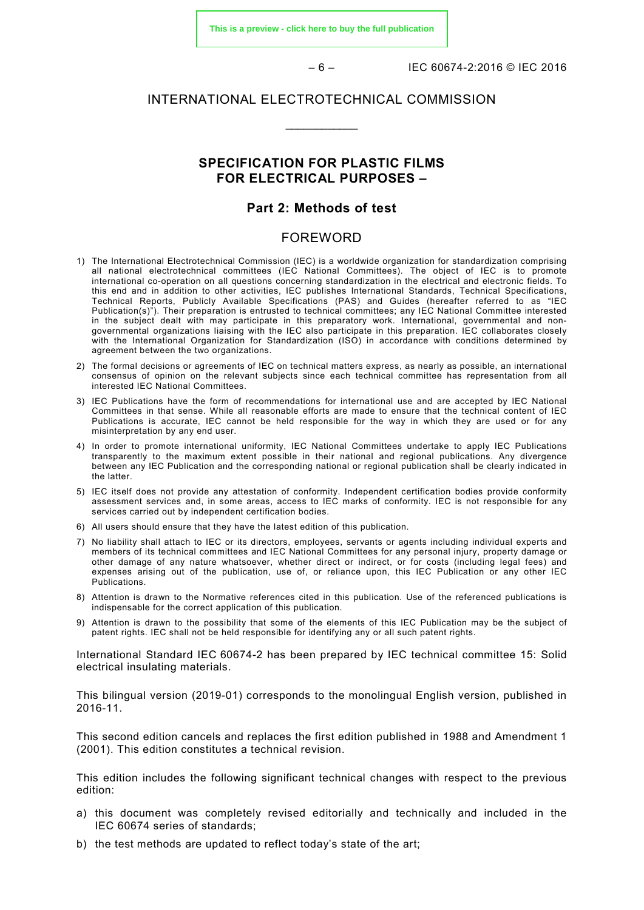# INTERNATIONAL ELECTROTECHNICAL COMMISSION

\_\_\_\_\_\_\_\_\_\_\_\_

## SPECIFICATION FOR PLASTIC FILMS FOR ELECTRICAL PURPOSES –

### Part 2: Methods of test

## FOREWORD

1) The International Electrotechnical Commission (IEC) is a worldwide organization for standardization comprising all national electrotechnical committees (IEC National Committees). The object of IEC is to promote international co-operation on all questions concerning standardization in the electrical and electronic fields. To this end and in addition to other activities, IEC publishes International Standards, Technical Specifications, Technical Reports, Publicly Available Specifications (PAS) and Guides (hereafter referred to as "IEC Publication(s)"). Their preparation is entrusted to technical committees; any IEC National Committee interested in the subject dealt with may participate in this preparatory work. International, governmental and non-governmental organizations liaising with the IEC also participate in this preparation. IEC collaborates closely with the International Organization for Standardization (ISO) in accordance with conditions determined by agreement between the two organizations.
2) The formal decisions or agreements of IEC on technical matters express, as nearly as possible, an international consensus of opinion on the relevant subjects since each technical committee has representation from all interested IEC National Committees.
3) IEC Publications have the form of recommendations for international use and are accepted by IEC National Committees in that sense. While all reasonable efforts are made to ensure that the technical content of IEC Publications is accurate, IEC cannot be held responsible for the way in which they are used or for any misinterpretation by any end user.
4) In order to promote international uniformity, IEC National Committees undertake to apply IEC Publications transparently to the maximum extent possible in their national and regional publications. Any divergence between any IEC Publication and the corresponding national or regional publication shall be clearly indicated in the latter.
5) IEC itself does not provide any attestation of conformity. Independent certification bodies provide conformity assessment services and, in some areas, access to IEC marks of conformity. IEC is not responsible for any services carried out by independent certification bodies.
6) All users should ensure that they have the latest edition of this publication.
7) No liability shall attach to IEC or its directors, employees, servants or agents including individual experts and members of its technical committees and IEC National Committees for any personal injury, property damage or other damage of any nature whatsoever, whether direct or indirect, or for costs (including legal fees) and expenses arising out of the publication, use of, or reliance upon, this IEC Publication or any other IEC Publications.
8) Attention is drawn to the Normative references cited in this publication. Use of the referenced publications is indispensable for the correct application of this publication.
9) Attention is drawn to the possibility that some of the elements of this IEC Publication may be the subject of patent rights. IEC shall not be held responsible for identifying any or all such patent rights.

International Standard IEC 60674-2 has been prepared by IEC technical committee 15: Solid electrical insulating materials.

This bilingual version (2019-01) corresponds to the monolingual English version, published in 2016-11.

This second edition cancels and replaces the first edition published in 1988 and Amendment 1 (2001). This edition constitutes a technical revision.

This edition includes the following significant technical changes with respect to the previous edition:

a) this document was completely revised editorially and technically and included in the IEC 60674 series of standards;
b) the test methods are updated to reflect today's state of the art;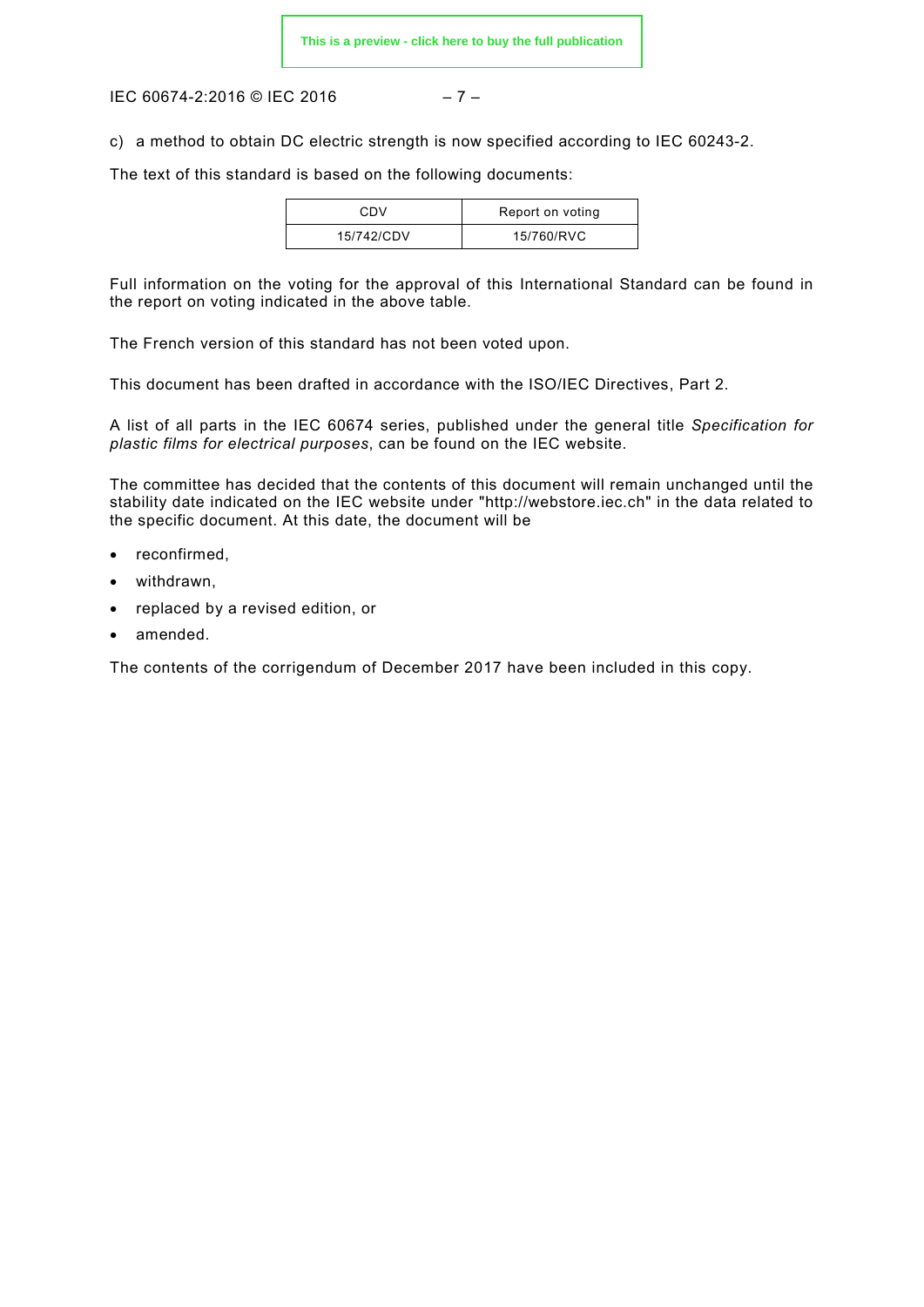c) a method to obtain DC electric strength is now specified according to IEC 60243-2.

The text of this standard is based on the following documents:

| CDV | Report on voting |
| --- | --- |
| 15/742/CDV | 15/760/RVC |

Full information on the voting for the approval of this International Standard can be found in the report on voting indicated in the above table.

The French version of this standard has not been voted upon.

This document has been drafted in accordance with the ISO/IEC Directives, Part 2.

A list of all parts in the IEC 60674 series, published under the general title *Specification for plastic films for electrical purposes*, can be found on the IEC website.

The committee has decided that the contents of this document will remain unchanged until the stability date indicated on the IEC website under "http://webstore.iec.ch" in the data related to the specific document. At this date, the document will be

- reconfirmed,
- withdrawn,
- replaced by a revised edition, or
- amended.

The contents of the corrigendum of December 2017 have been included in this copy.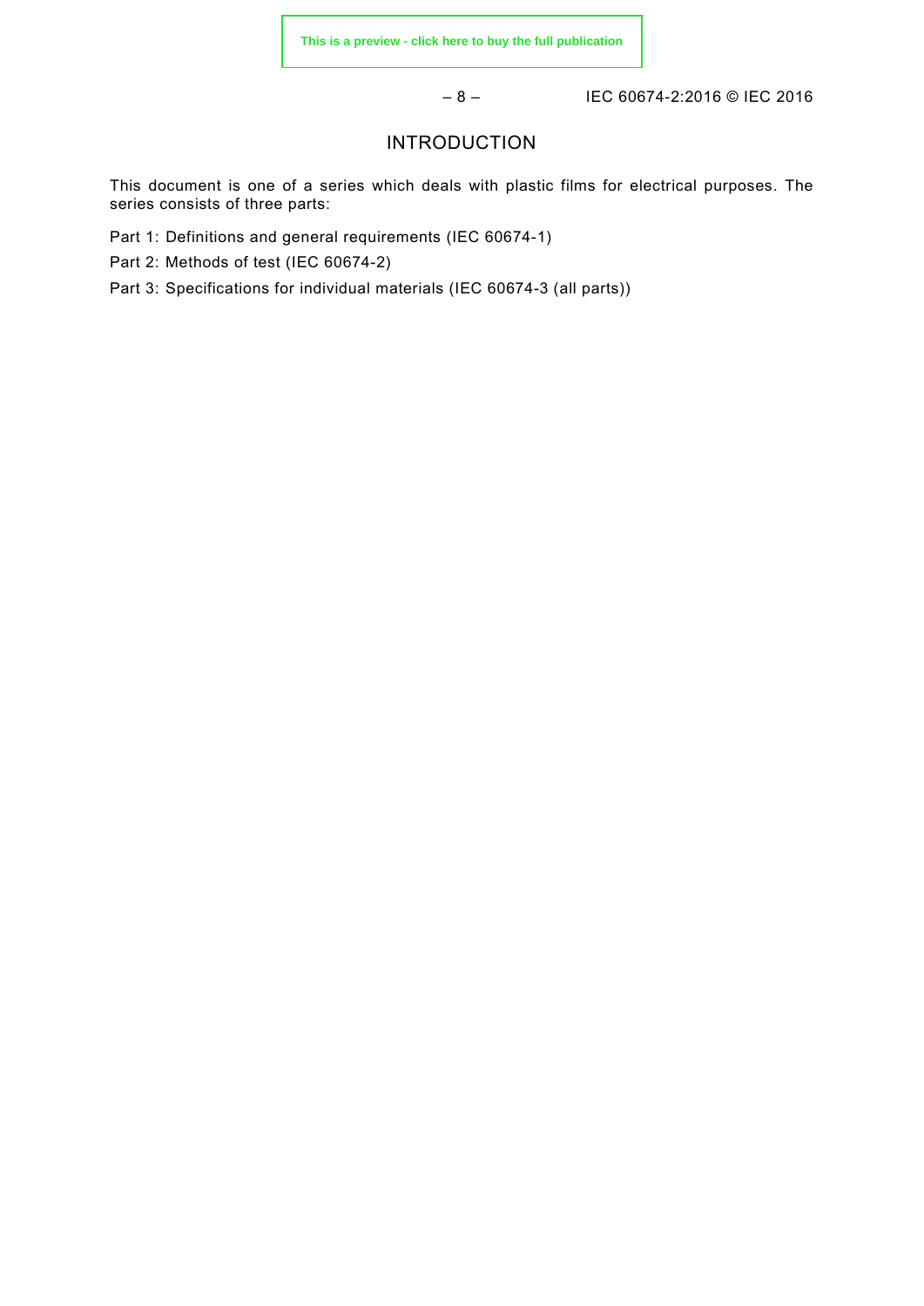# INTRODUCTION

This document is one of a series which deals with plastic films for electrical purposes. The series consists of three parts:

Part 1: Definitions and general requirements (IEC 60674-1)

Part 2: Methods of test (IEC 60674-2)

Part 3: Specifications for individual materials (IEC 60674-3 (all parts))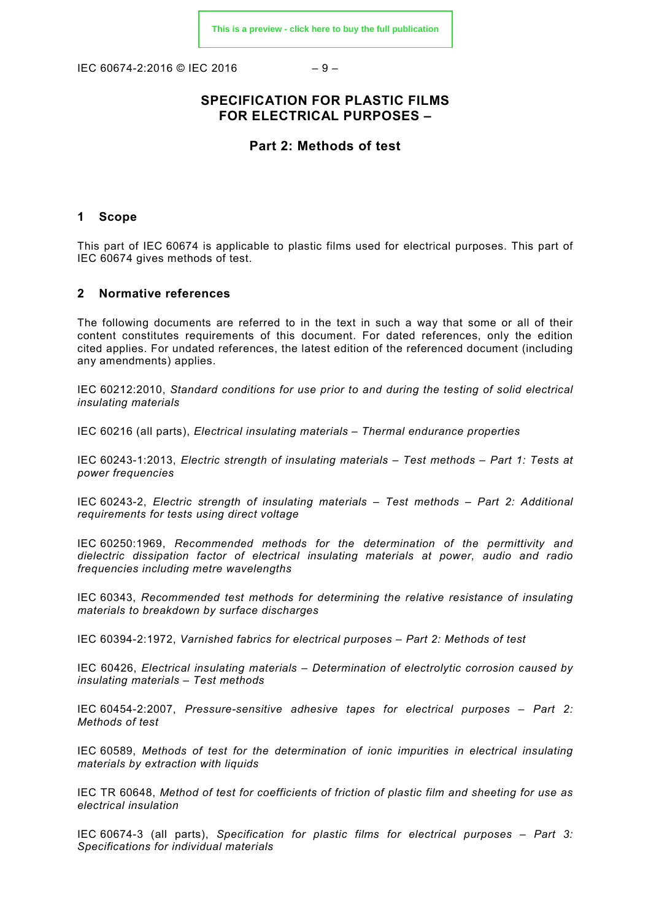# SPECIFICATION FOR PLASTIC FILMS FOR ELECTRICAL PURPOSES –

## Part 2: Methods of test

## 1 Scope

This part of IEC 60674 is applicable to plastic films used for electrical purposes. This part of IEC 60674 gives methods of test.

## 2 Normative references

The following documents are referred to in the text in such a way that some or all of their content constitutes requirements of this document. For dated references, only the edition cited applies. For undated references, the latest edition of the referenced document (including any amendments) applies.

IEC 60212:2010, *Standard conditions for use prior to and during the testing of solid electrical insulating materials*

IEC 60216 (all parts), *Electrical insulating materials – Thermal endurance properties*

IEC 60243-1:2013, *Electric strength of insulating materials – Test methods – Part 1: Tests at power frequencies*

IEC 60243-2, *Electric strength of insulating materials – Test methods – Part 2: Additional requirements for tests using direct voltage*

IEC 60250:1969, *Recommended methods for the determination of the permittivity and dielectric dissipation factor of electrical insulating materials at power, audio and radio frequencies including metre wavelengths*

IEC 60343, *Recommended test methods for determining the relative resistance of insulating materials to breakdown by surface discharges*

IEC 60394-2:1972, *Varnished fabrics for electrical purposes – Part 2: Methods of test*

IEC 60426, *Electrical insulating materials – Determination of electrolytic corrosion caused by insulating materials – Test methods*

IEC 60454-2:2007, *Pressure-sensitive adhesive tapes for electrical purposes – Part 2: Methods of test*

IEC 60589, *Methods of test for the determination of ionic impurities in electrical insulating materials by extraction with liquids*

IEC TR 60648, *Method of test for coefficients of friction of plastic film and sheeting for use as electrical insulation*

IEC 60674-3 (all parts), *Specification for plastic films for electrical purposes – Part 3: Specifications for individual materials*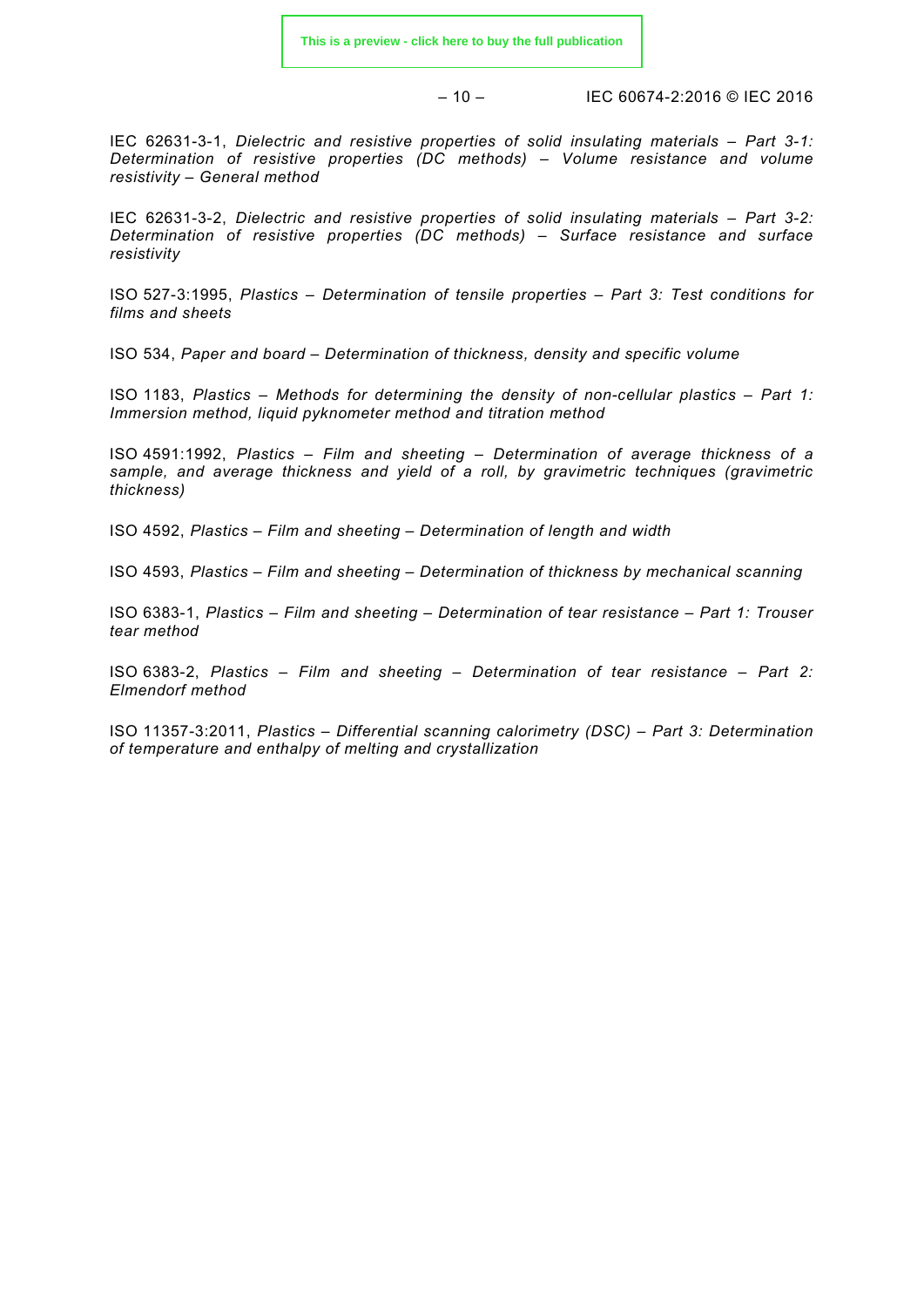IEC 62631-3-1, *Dielectric and resistive properties of solid insulating materials – Part 3-1: Determination of resistive properties (DC methods) – Volume resistance and volume resistivity – General method*

IEC 62631-3-2, *Dielectric and resistive properties of solid insulating materials – Part 3-2: Determination of resistive properties (DC methods) – Surface resistance and surface resistivity*

ISO 527-3:1995, *Plastics – Determination of tensile properties – Part 3: Test conditions for films and sheets*

ISO 534, *Paper and board – Determination of thickness, density and specific volume*

ISO 1183, *Plastics – Methods for determining the density of non-cellular plastics – Part 1: Immersion method, liquid pyknometer method and titration method*

ISO 4591:1992, *Plastics – Film and sheeting – Determination of average thickness of a sample, and average thickness and yield of a roll, by gravimetric techniques (gravimetric thickness)*

ISO 4592, *Plastics – Film and sheeting – Determination of length and width*

ISO 4593, *Plastics – Film and sheeting – Determination of thickness by mechanical scanning*

ISO 6383-1, *Plastics – Film and sheeting – Determination of tear resistance – Part 1: Trouser tear method*

ISO 6383-2, *Plastics – Film and sheeting – Determination of tear resistance – Part 2: Elmendorf method*

ISO 11357-3:2011, *Plastics – Differential scanning calorimetry (DSC) – Part 3: Determination of temperature and enthalpy of melting and crystallization*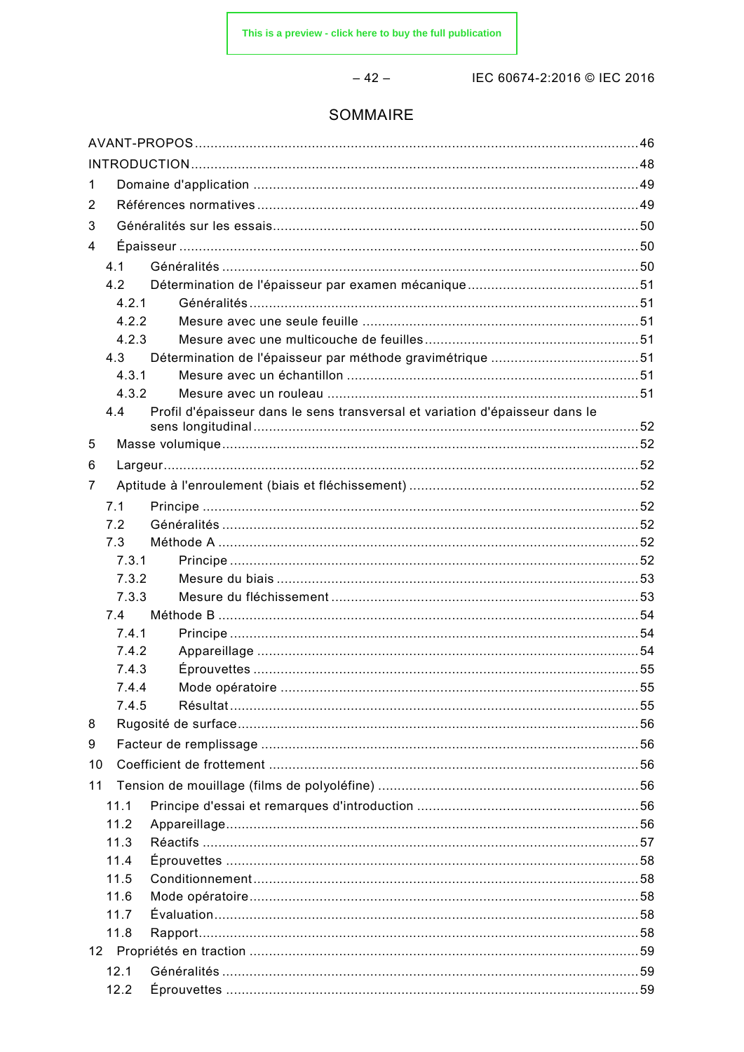# SOMMAIRE

AVANT-PROPOS ........................................................................................................................ 46
INTRODUCTION ........................................................................................................................ 48
1 Domaine d'application .......................................................................................................... 49
2 Références normatives ......................................................................................................... 49
3 Généralités sur les essais .................................................................................................... 50
4 Épaisseur .............................................................................................................................. 50
  4.1 Généralités ...................................................................................................................... 50
  4.2 Détermination de l'épaisseur par examen mécanique ..................................................... 51
    4.2.1 Généralités ................................................................................................................ 51
    4.2.2 Mesure avec une seule feuille .................................................................................. 51
    4.2.3 Mesure avec une multicouche de feuilles ................................................................. 51
  4.3 Détermination de l'épaisseur par méthode gravimétrique ............................................... 51
    4.3.1 Mesure avec un échantillon ...................................................................................... 51
    4.3.2 Mesure avec un rouleau ............................................................................................ 51
  4.4 Profil d'épaisseur dans le sens transversal et variation d'épaisseur dans le sens longitudinal ........................................................................................................................ 52
5 Masse volumique ................................................................................................................... 52
6 Largeur .................................................................................................................................. 52
7 Aptitude à l'enroulement (biais et fléchissement) ................................................................. 52
  7.1 Principe ........................................................................................................................... 52
  7.2 Généralités ...................................................................................................................... 52
  7.3 Méthode A ....................................................................................................................... 52
    7.3.1 Principe ..................................................................................................................... 52
    7.3.2 Mesure du biais ......................................................................................................... 53
    7.3.3 Mesure du fléchissement ........................................................................................... 53
  7.4 Méthode B ....................................................................................................................... 54
    7.4.1 Principe ..................................................................................................................... 54
    7.4.2 Appareillage .............................................................................................................. 54
    7.4.3 Éprouvettes ............................................................................................................... 55
    7.4.4 Mode opératoire ......................................................................................................... 55
    7.4.5 Résultat ..................................................................................................................... 55
8 Rugosité de surface .............................................................................................................. 56
9 Facteur de remplissage ......................................................................................................... 56
10 Coefficient de frottement ...................................................................................................... 56
11 Tension de mouillage (films de polyoléfine) ......................................................................... 56
  11.1 Principe d'essai et remarques d'introduction ................................................................ 56
  11.2 Appareillage ................................................................................................................... 56
  11.3 Réactifs .......................................................................................................................... 57
  11.4 Éprouvettes .................................................................................................................... 58
  11.5 Conditionnement ............................................................................................................ 58
  11.6 Mode opératoire ............................................................................................................. 58
  11.7 Évaluation ...................................................................................................................... 58
  11.8 Rapport ........................................................................................................................... 58
12 Propriétés en traction ........................................................................................................... 59
  12.1 Généralités ..................................................................................................................... 59
  12.2 Éprouvettes .................................................................................................................... 59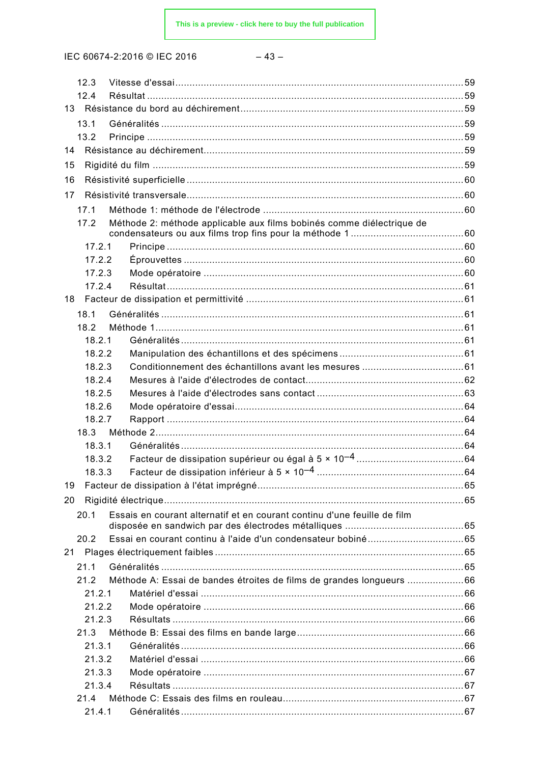12.3 Vitesse d'essai ........................................................................................................ 59
12.4 Résultat ..................................................................................................................... 59
13 Résistance du bord au déchirement ........................................................................... 59
13.1 Généralités ................................................................................................................ 59
13.2 Principe ..................................................................................................................... 59
14 Résistance au déchirement ........................................................................................ 59
15 Rigidité du film ........................................................................................................... 59
16 Résistivité superficielle ............................................................................................... 60
17 Résistivité transversale ............................................................................................... 60
17.1 Méthode 1: méthode de l'électrode .......................................................................... 60
17.2 Méthode 2: méthode applicable aux films bobinés comme diélectrique de condensateurs ou aux films trop fins pour la méthode 1 ........................................ 60
17.2.1 Principe ................................................................................................................ 60
17.2.2 Éprouvettes .......................................................................................................... 60
17.2.3 Mode opératoire ................................................................................................... 60
17.2.4 Résultat ................................................................................................................ 61
18 Facteur de dissipation et permittivité .......................................................................... 61
18.1 Généralités ................................................................................................................ 61
18.2 Méthode 1 .................................................................................................................. 61
18.2.1 Généralités ........................................................................................................... 61
18.2.2 Manipulation des échantillons et des spécimens .................................................. 61
18.2.3 Conditionnement des échantillons avant les mesures .......................................... 61
18.2.4 Mesures à l'aide d'électrodes de contact ............................................................... 62
18.2.5 Mesures à l'aide d'électrodes sans contact ........................................................... 63
18.2.6 Mode opératoire d'essai ........................................................................................ 64
18.2.7 Rapport ................................................................................................................ 64
18.3 Méthode 2 .................................................................................................................. 64
18.3.1 Généralités ........................................................................................................... 64
18.3.2 Facteur de dissipation supérieur ou égal à $5 \times 10^{-4}$ ........................................ 64
18.3.3 Facteur de dissipation inférieur à $5 \times 10^{-4}$ ..................................................... 64
19 Facteur de dissipation à l'état imprégné ..................................................................... 65
20 Rigidité électrique ....................................................................................................... 65
20.1 Essais en courant alternatif et en courant continu d'une feuille de film disposée en sandwich par des électrodes métalliques .......................................... 65
20.2 Essai en courant continu à l'aide d'un condensateur bobiné ..................................... 65
21 Plages électriquement faibles ...................................................................................... 65
21.1 Généralités ................................................................................................................ 65
21.2 Méthode A: Essai de bandes étroites de films de grandes longueurs ....................... 66
21.2.1 Matériel d'essai ..................................................................................................... 66
21.2.2 Mode opératoire ................................................................................................... 66
21.2.3 Résultats ............................................................................................................... 66
21.3 Méthode B: Essai des films en bande large .............................................................. 66
21.3.1 Généralités ........................................................................................................... 66
21.3.2 Matériel d'essai ..................................................................................................... 66
21.3.3 Mode opératoire ................................................................................................... 67
21.3.4 Résultats ............................................................................................................... 67
21.4 Méthode C: Essais des films en rouleau ................................................................... 67
21.4.1 Généralités ........................................................................................................... 67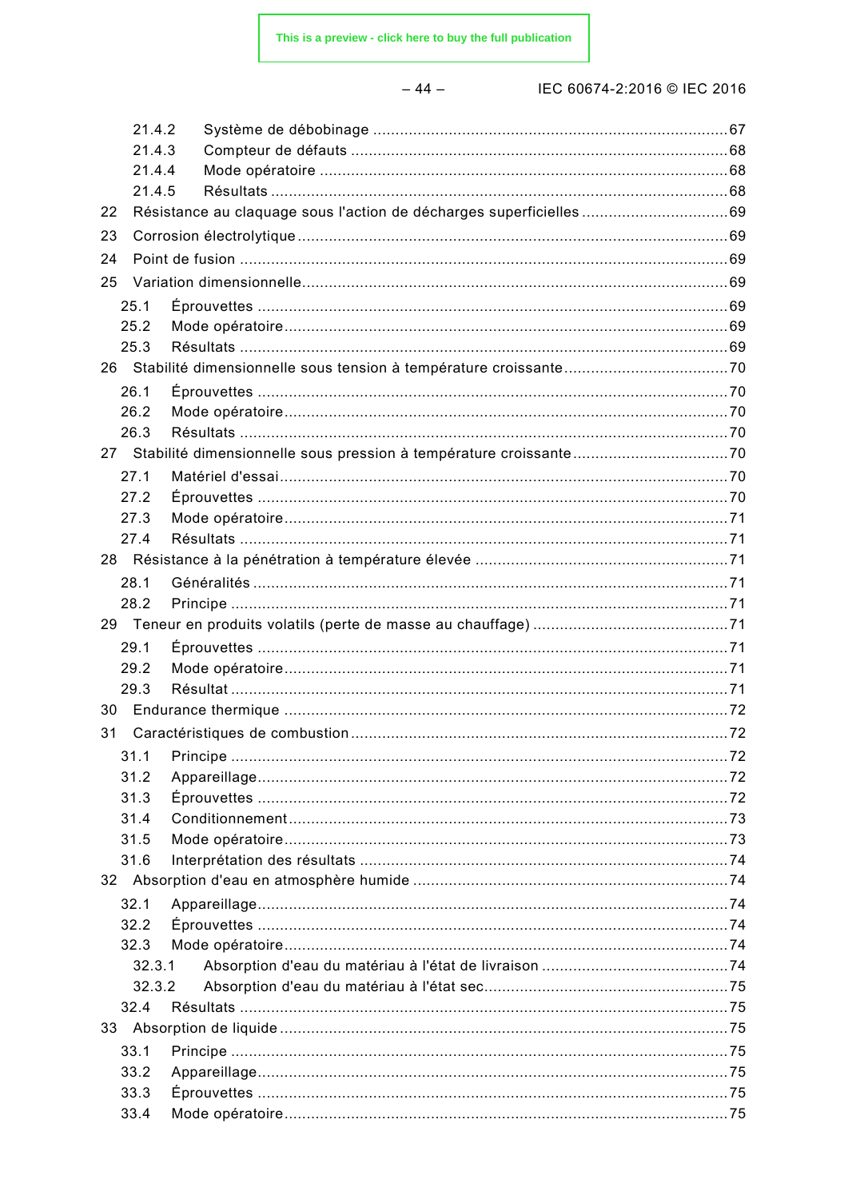21.4.2 Système de débobinage ........................................................................................67
21.4.3 Compteur de défauts ........................................................................................68
21.4.4 Mode opératoire ........................................................................................68
21.4.5 Résultats ........................................................................................68
22 Résistance au claquage sous l'action de décharges superficielles ........................................69
23 Corrosion électrolytique ........................................................................................69
24 Point de fusion ........................................................................................69
25 Variation dimensionnelle........................................................................................69
25.1 Éprouvettes ........................................................................................69
25.2 Mode opératoire........................................................................................69
25.3 Résultats ........................................................................................69
26 Stabilité dimensionnelle sous tension à température croissante ........................................70
26.1 Éprouvettes ........................................................................................70
26.2 Mode opératoire........................................................................................70
26.3 Résultats ........................................................................................70
27 Stabilité dimensionnelle sous pression à température croissante ........................................70
27.1 Matériel d'essai........................................................................................70
27.2 Éprouvettes ........................................................................................70
27.3 Mode opératoire........................................................................................71
27.4 Résultats ........................................................................................71
28 Résistance à la pénétration à température élevée ........................................................................................71
28.1 Généralités ........................................................................................71
28.2 Principe ........................................................................................71
29 Teneur en produits volatils (perte de masse au chauffage) ........................................71
29.1 Éprouvettes ........................................................................................71
29.2 Mode opératoire........................................................................................71
29.3 Résultat ........................................................................................71
30 Endurance thermique ........................................................................................72
31 Caractéristiques de combustion........................................................................................72
31.1 Principe ........................................................................................72
31.2 Appareillage........................................................................................72
31.3 Éprouvettes ........................................................................................72
31.4 Conditionnement........................................................................................73
31.5 Mode opératoire........................................................................................73
31.6 Interprétation des résultats ........................................................................................74
32 Absorption d'eau en atmosphère humide ........................................................................................74
32.1 Appareillage........................................................................................74
32.2 Éprouvettes ........................................................................................74
32.3 Mode opératoire........................................................................................74
32.3.1 Absorption d'eau du matériau à l'état de livraison ........................................74
32.3.2 Absorption d'eau du matériau à l'état sec........................................................................................75
32.4 Résultats ........................................................................................75
33 Absorption de liquide........................................................................................75
33.1 Principe ........................................................................................75
33.2 Appareillage........................................................................................75
33.3 Éprouvettes ........................................................................................75
33.4 Mode opératoire........................................................................................75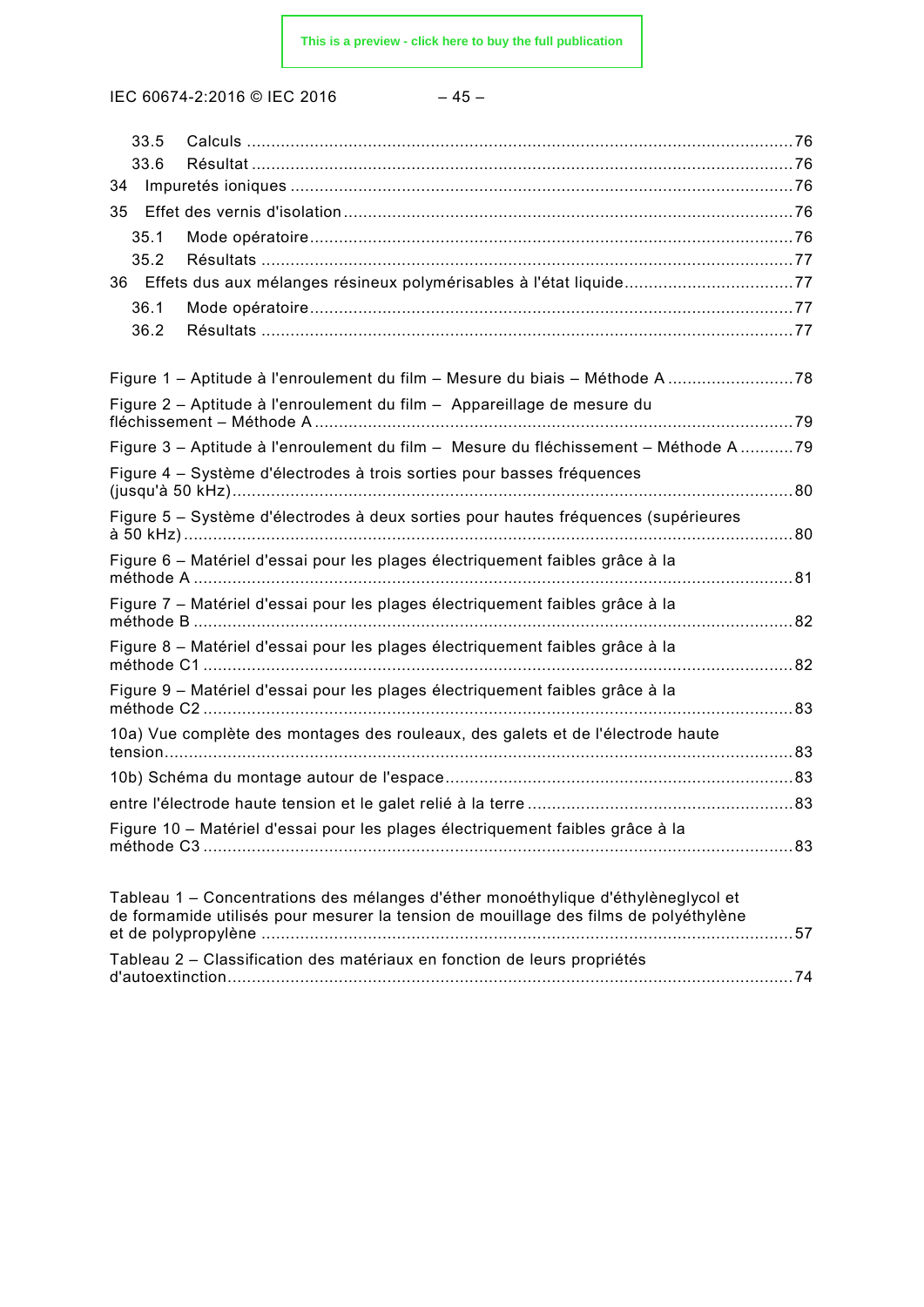33.5 Calculs ....................................................................................................76

33.6 Résultat ...................................................................................................76

34 Impuretés ioniques .........................................................................................76

35 Effet des vernis d'isolation ...............................................................................76

35.1 Mode opératoire .......................................................................................76

35.2 Résultats .................................................................................................77

36 Effets dus aux mélanges résineux polymérisables à l'état liquide ......................................77

36.1 Mode opératoire .......................................................................................77

36.2 Résultats .................................................................................................77

Figure 1 – Aptitude à l'enroulement du film – Mesure du biais – Méthode A ..........................78

Figure 2 – Aptitude à l'enroulement du film – Appareillage de mesure du fléchissement – Méthode A ........................................................................................79

Figure 3 – Aptitude à l'enroulement du film – Mesure du fléchissement – Méthode A ...........79

Figure 4 – Système d'électrodes à trois sorties pour basses fréquences (jusqu'à 50 kHz) ....................................................................................................80

Figure 5 – Système d'électrodes à deux sorties pour hautes fréquences (supérieures à 50 kHz) .......................................................................................................80

Figure 6 – Matériel d'essai pour les plages électriquement faibles grâce à la méthode A .........................................................................................................81

Figure 7 – Matériel d'essai pour les plages électriquement faibles grâce à la méthode B .........................................................................................................82

Figure 8 – Matériel d'essai pour les plages électriquement faibles grâce à la méthode C1 .......................................................................................................82

Figure 9 – Matériel d'essai pour les plages électriquement faibles grâce à la méthode C2 .......................................................................................................83

10a) Vue complète des montages des rouleaux, des galets et de l'électrode haute tension ...........................................................................................................83

10b) Schéma du montage autour de l'espace .......................................................................83

entre l'électrode haute tension et le galet relié à la terre ......................................................83

Figure 10 – Matériel d'essai pour les plages électriquement faibles grâce à la méthode C3 .......................................................................................................83

Tableau 1 – Concentrations des mélanges d'éther monoéthylique d'éthylèneglycol et de formamide utilisés pour mesurer la tension de mouillage des films de polyéthylène et de polypropylène ..............................................................................................57

Tableau 2 – Classification des matériaux en fonction de leurs propriétés d'autoextinction .................................................................................................74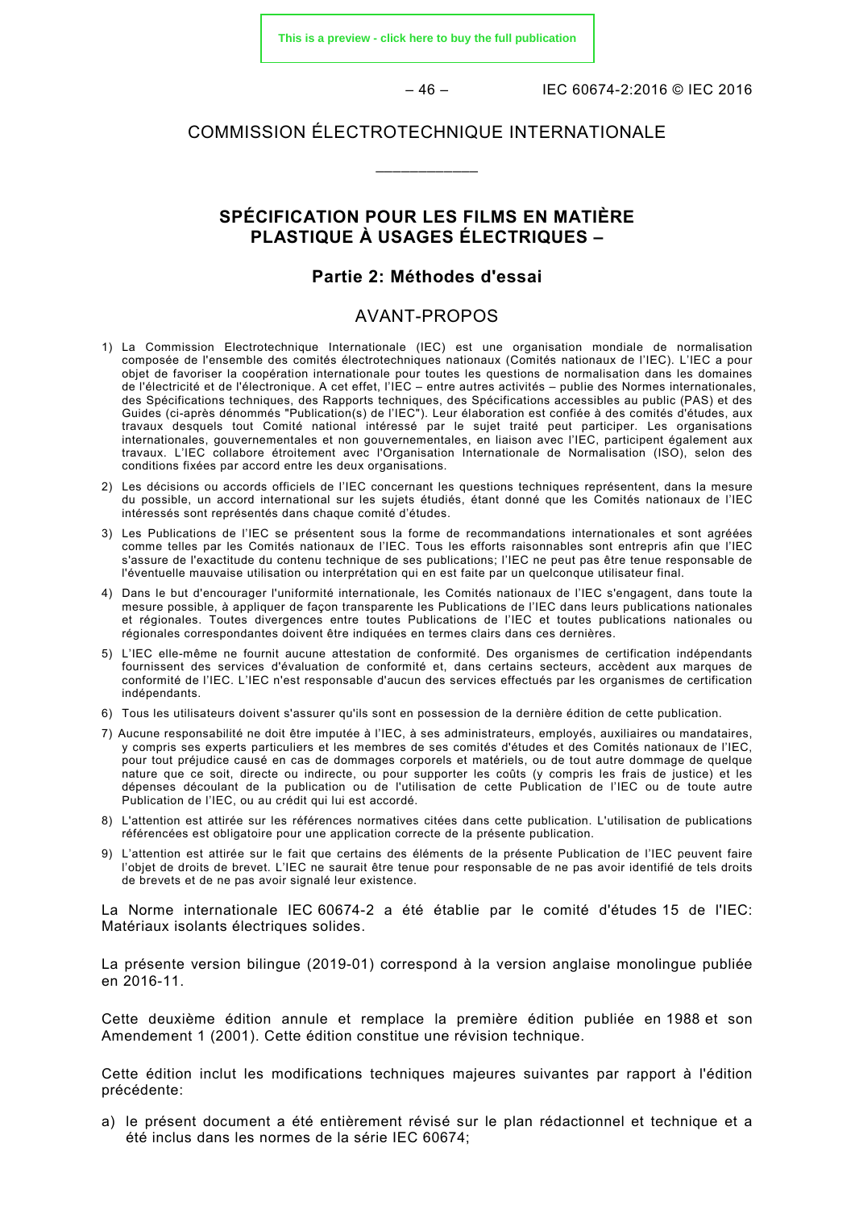# COMMISSION ÉLECTROTECHNIQUE INTERNATIONALE

___________

## SPÉCIFICATION POUR LES FILMS EN MATIÈRE PLASTIQUE À USAGES ÉLECTRIQUES –

### Partie 2: Méthodes d'essai

### AVANT-PROPOS

1) La Commission Electrotechnique Internationale (IEC) est une organisation mondiale de normalisation composée de l'ensemble des comités électrotechniques nationaux (Comités nationaux de l'IEC). L'IEC a pour objet de favoriser la coopération internationale pour toutes les questions de normalisation dans les domaines de l'électricité et de l'électronique. A cet effet, l'IEC – entre autres activités – publie des Normes internationales, des Spécifications techniques, des Rapports techniques, des Spécifications accessibles au public (PAS) et des Guides (ci-après dénommés "Publication(s) de l'IEC"). Leur élaboration est confiée à des comités d'études, aux travaux desquels tout Comité national intéressé par le sujet traité peut participer. Les organisations internationales, gouvernementales et non gouvernementales, en liaison avec l'IEC, participent également aux travaux. L'IEC collabore étroitement avec l'Organisation Internationale de Normalisation (ISO), selon des conditions fixées par accord entre les deux organisations.

2) Les décisions ou accords officiels de l'IEC concernant les questions techniques représentent, dans la mesure du possible, un accord international sur les sujets étudiés, étant donné que les Comités nationaux de l'IEC intéressés sont représentés dans chaque comité d'études.

3) Les Publications de l'IEC se présentent sous la forme de recommandations internationales et sont agréées comme telles par les Comités nationaux de l'IEC. Tous les efforts raisonnables sont entrepris afin que l'IEC s'assure de l'exactitude du contenu technique de ses publications; l'IEC ne peut pas être tenue responsable de l'éventuelle mauvaise utilisation ou interprétation qui en est faite par un quelconque utilisateur final.

4) Dans le but d'encourager l'uniformité internationale, les Comités nationaux de l'IEC s'engagent, dans toute la mesure possible, à appliquer de façon transparente les Publications de l'IEC dans leurs publications nationales et régionales. Toutes divergences entre toutes Publications de l'IEC et toutes publications nationales ou régionales correspondantes doivent être indiquées en termes clairs dans ces dernières.

5) L'IEC elle-même ne fournit aucune attestation de conformité. Des organismes de certification indépendants fournissent des services d'évaluation de conformité et, dans certains secteurs, accèdent aux marques de conformité de l'IEC. L'IEC n'est responsable d'aucun des services effectués par les organismes de certification indépendants.

6) Tous les utilisateurs doivent s'assurer qu'ils sont en possession de la dernière édition de cette publication.

7) Aucune responsabilité ne doit être imputée à l'IEC, à ses administrateurs, employés, auxiliaires ou mandataires, y compris ses experts particuliers et les membres de ses comités d'études et des Comités nationaux de l'IEC, pour tout préjudice causé en cas de dommages corporels et matériels, ou de tout autre dommage de quelque nature que ce soit, directe ou indirecte, ou pour supporter les coûts (y compris les frais de justice) et les dépenses découlant de la publication ou de l'utilisation de cette Publication de l'IEC ou de toute autre Publication de l'IEC, ou au crédit qui lui est accordé.

8) L'attention est attirée sur les références normatives citées dans cette publication. L'utilisation de publications référencées est obligatoire pour une application correcte de la présente publication.

9) L'attention est attirée sur le fait que certains des éléments de la présente Publication de l'IEC peuvent faire l'objet de droits de brevet. L'IEC ne saurait être tenue pour responsable de ne pas avoir identifié de tels droits de brevets et de ne pas avoir signalé leur existence.

La Norme internationale IEC 60674-2 a été établie par le comité d'études 15 de l'IEC: Matériaux isolants électriques solides.

La présente version bilingue (2019-01) correspond à la version anglaise monolingue publiée en 2016-11.

Cette deuxième édition annule et remplace la première édition publiée en 1988 et son Amendement 1 (2001). Cette édition constitue une révision technique.

Cette édition inclut les modifications techniques majeures suivantes par rapport à l'édition précédente:

a) le présent document a été entièrement révisé sur le plan rédactionnel et technique et a été inclus dans les normes de la série IEC 60674;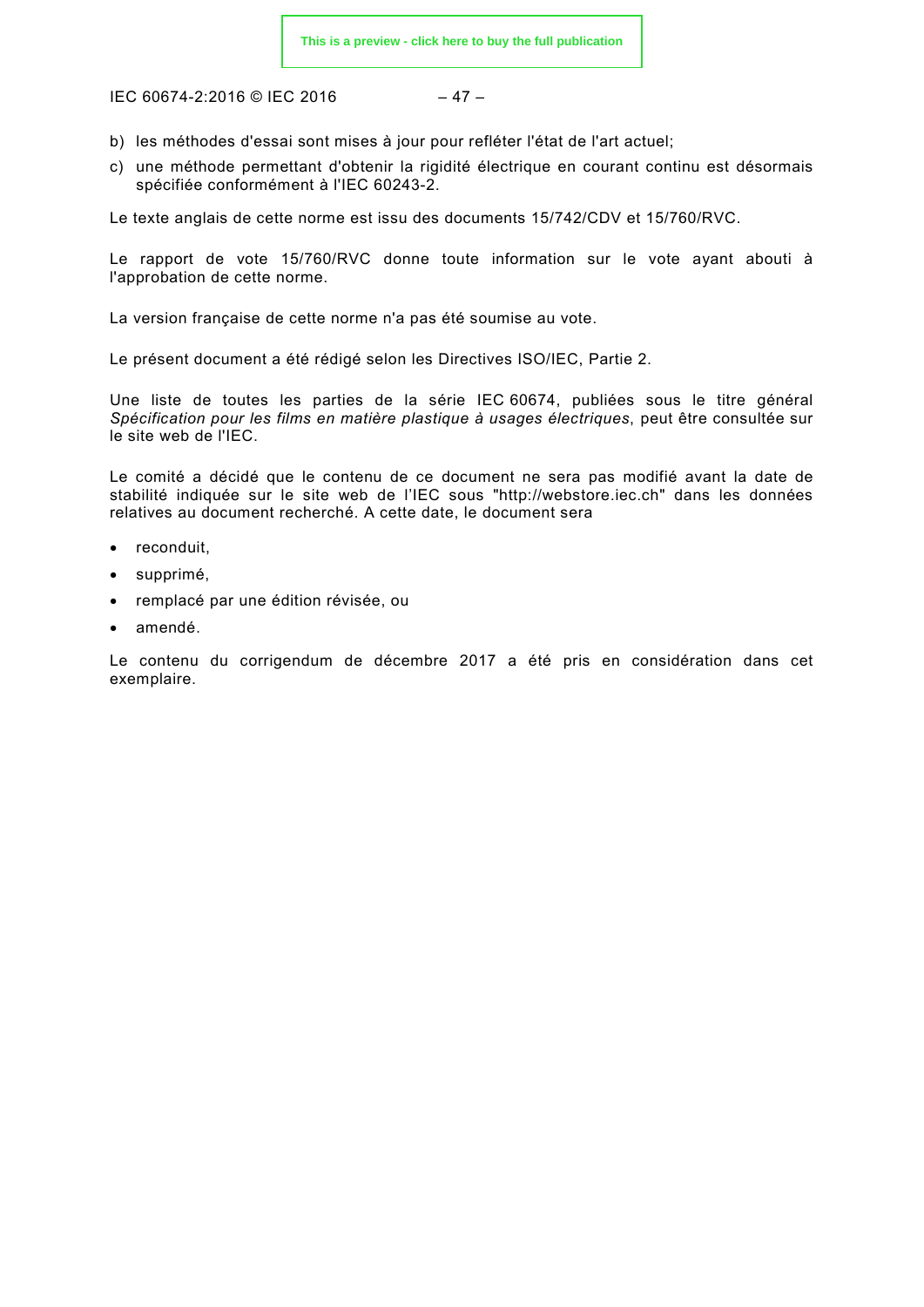b) les méthodes d'essai sont mises à jour pour refléter l'état de l'art actuel;

c) une méthode permettant d'obtenir la rigidité électrique en courant continu est désormais spécifiée conformément à l'IEC 60243-2.

Le texte anglais de cette norme est issu des documents 15/742/CDV et 15/760/RVC.

Le rapport de vote 15/760/RVC donne toute information sur le vote ayant abouti à l'approbation de cette norme.

La version française de cette norme n'a pas été soumise au vote.

Le présent document a été rédigé selon les Directives ISO/IEC, Partie 2.

Une liste de toutes les parties de la série IEC 60674, publiées sous le titre général *Spécification pour les films en matière plastique à usages électriques*, peut être consultée sur le site web de l'IEC.

Le comité a décidé que le contenu de ce document ne sera pas modifié avant la date de stabilité indiquée sur le site web de l'IEC sous "http://webstore.iec.ch" dans les données relatives au document recherché. A cette date, le document sera

- reconduit,
- supprimé,
- remplacé par une édition révisée, ou
- amendé.

Le contenu du corrigendum de décembre 2017 a été pris en considération dans cet exemplaire.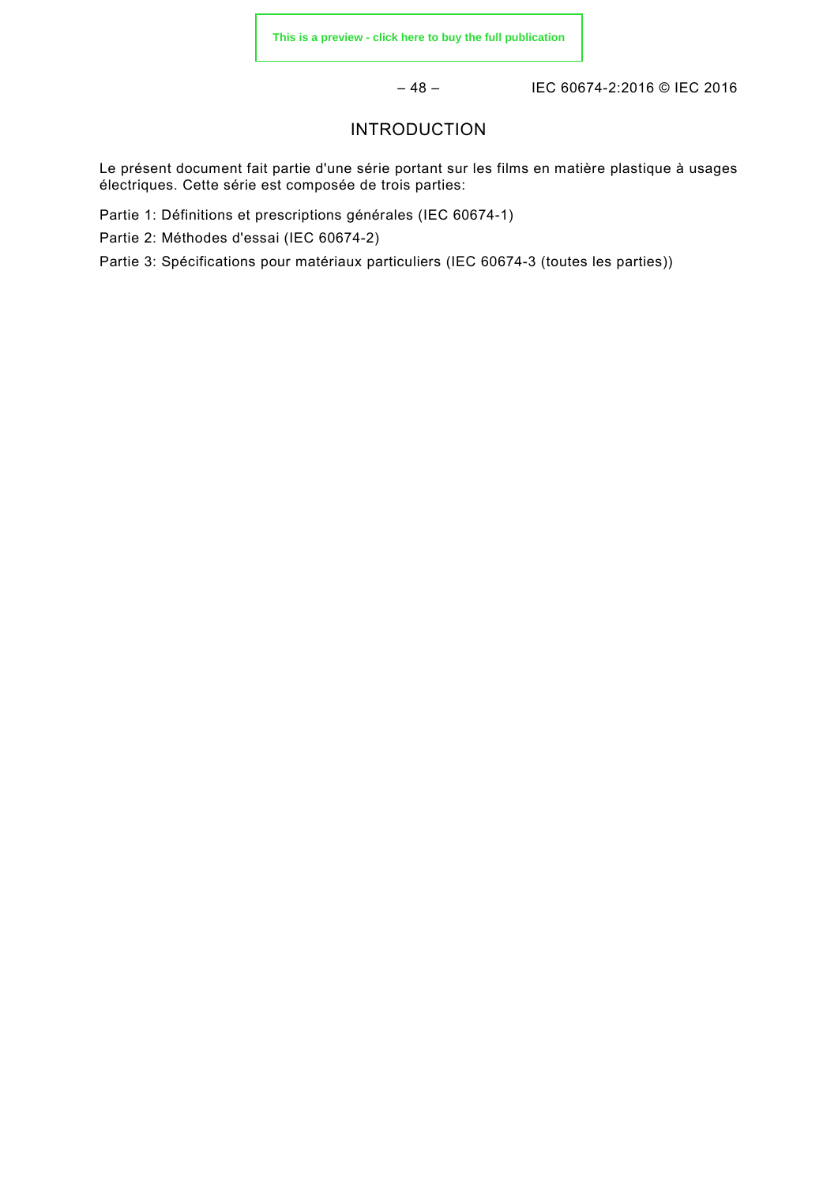# INTRODUCTION

Le présent document fait partie d'une série portant sur les films en matière plastique à usages électriques. Cette série est composée de trois parties:

Partie 1: Définitions et prescriptions générales (IEC 60674-1)

Partie 2: Méthodes d'essai (IEC 60674-2)

Partie 3: Spécifications pour matériaux particuliers (IEC 60674-3 (toutes les parties))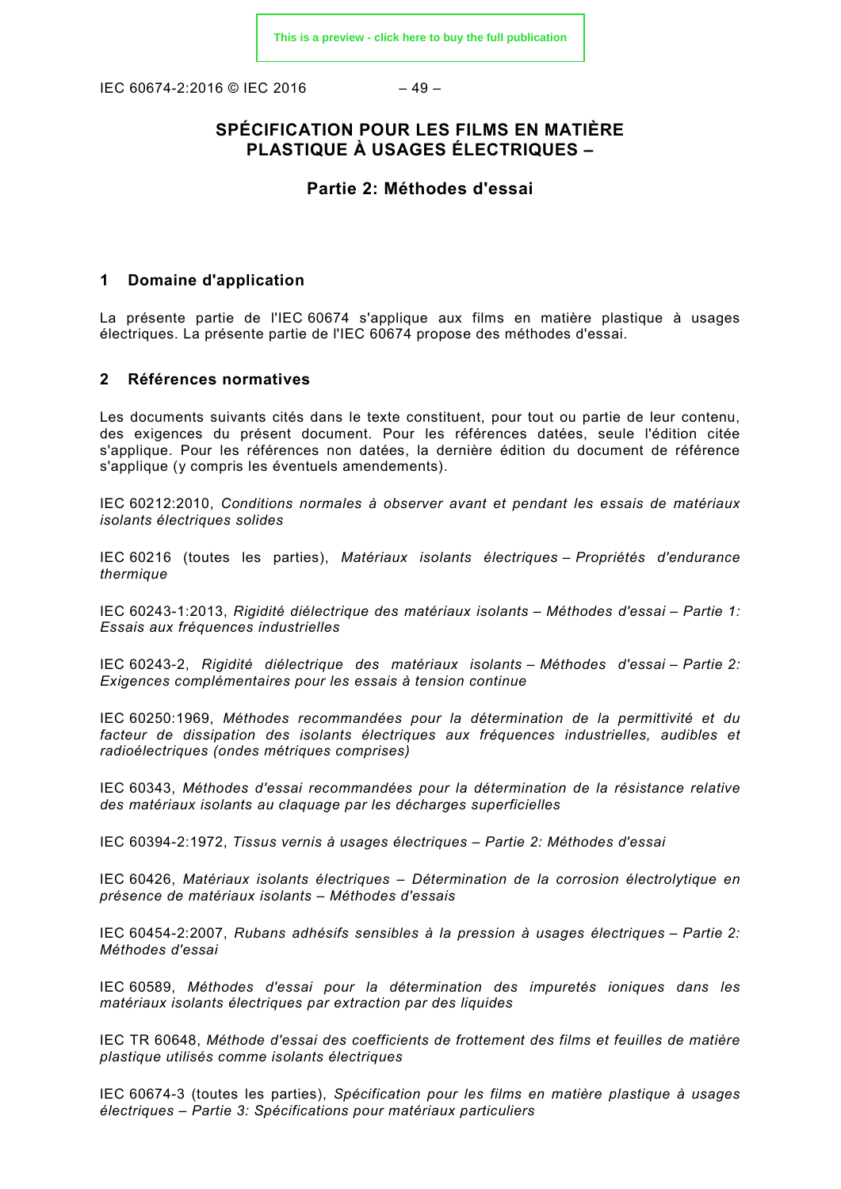# SPÉCIFICATION POUR LES FILMS EN MATIÈRE PLASTIQUE À USAGES ÉLECTRIQUES –

## Partie 2: Méthodes d'essai

## 1 Domaine d'application

La présente partie de l'IEC 60674 s'applique aux films en matière plastique à usages électriques. La présente partie de l'IEC 60674 propose des méthodes d'essai.

## 2 Références normatives

Les documents suivants cités dans le texte constituent, pour tout ou partie de leur contenu, des exigences du présent document. Pour les références datées, seule l'édition citée s'applique. Pour les références non datées, la dernière édition du document de référence s'applique (y compris les éventuels amendements).

IEC 60212:2010, *Conditions normales à observer avant et pendant les essais de matériaux isolants électriques solides*

IEC 60216 (toutes les parties), *Matériaux isolants électriques – Propriétés d'endurance thermique*

IEC 60243-1:2013, *Rigidité diélectrique des matériaux isolants – Méthodes d'essai – Partie 1: Essais aux fréquences industrielles*

IEC 60243-2, *Rigidité diélectrique des matériaux isolants – Méthodes d'essai – Partie 2: Exigences complémentaires pour les essais à tension continue*

IEC 60250:1969, *Méthodes recommandées pour la détermination de la permittivité et du facteur de dissipation des isolants électriques aux fréquences industrielles, audibles et radioélectriques (ondes métriques comprises)*

IEC 60343, *Méthodes d'essai recommandées pour la détermination de la résistance relative des matériaux isolants au claquage par les décharges superficielles*

IEC 60394-2:1972, *Tissus vernis à usages électriques – Partie 2: Méthodes d'essai*

IEC 60426, *Matériaux isolants électriques – Détermination de la corrosion électrolytique en présence de matériaux isolants – Méthodes d'essais*

IEC 60454-2:2007, *Rubans adhésifs sensibles à la pression à usages électriques – Partie 2: Méthodes d'essai*

IEC 60589, *Méthodes d'essai pour la détermination des impuretés ioniques dans les matériaux isolants électriques par extraction par des liquides*

IEC TR 60648, *Méthode d'essai des coefficients de frottement des films et feuilles de matière plastique utilisés comme isolants électriques*

IEC 60674-3 (toutes les parties), *Spécification pour les films en matière plastique à usages électriques – Partie 3: Spécifications pour matériaux particuliers*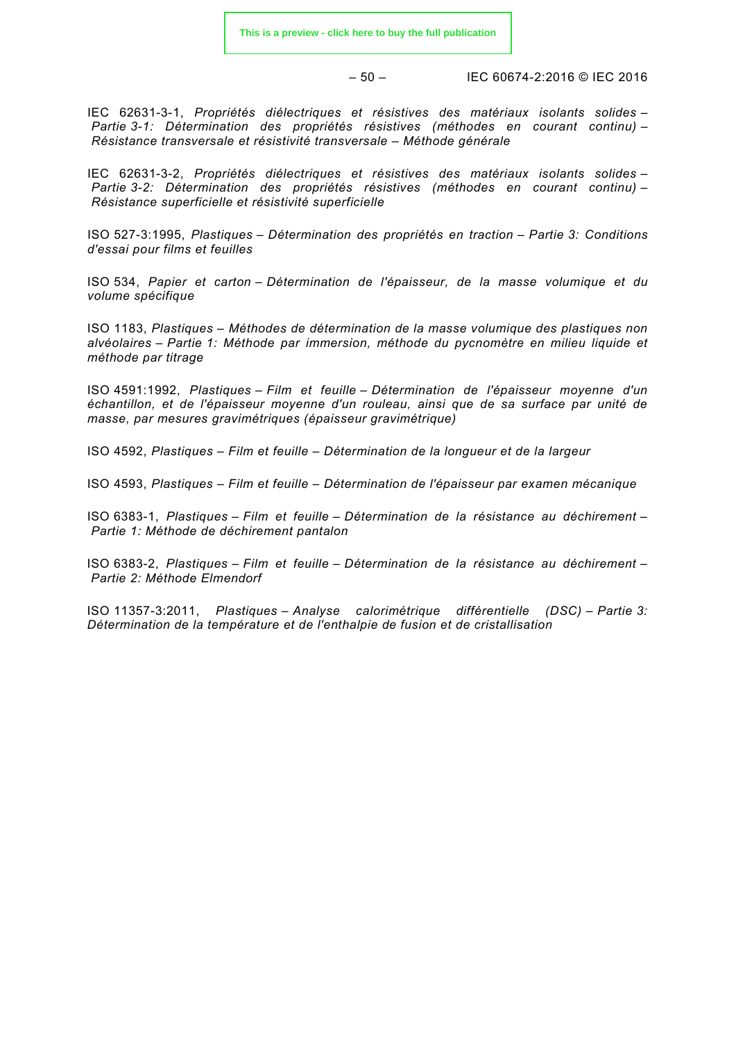IEC 62631-3-1, *Propriétés diélectriques et résistives des matériaux isolants solides – Partie 3-1: Détermination des propriétés résistives (méthodes en courant continu) – Résistance transversale et résistivité transversale – Méthode générale*

IEC 62631-3-2, *Propriétés diélectriques et résistives des matériaux isolants solides – Partie 3-2: Détermination des propriétés résistives (méthodes en courant continu) – Résistance superficielle et résistivité superficielle*

ISO 527-3:1995, *Plastiques – Détermination des propriétés en traction – Partie 3: Conditions d'essai pour films et feuilles*

ISO 534, *Papier et carton – Détermination de l'épaisseur, de la masse volumique et du volume spécifique*

ISO 1183, *Plastiques – Méthodes de détermination de la masse volumique des plastiques non alvéolaires – Partie 1: Méthode par immersion, méthode du pycnomètre en milieu liquide et méthode par titrage*

ISO 4591:1992, *Plastiques – Film et feuille – Détermination de l'épaisseur moyenne d'un échantillon, et de l'épaisseur moyenne d'un rouleau, ainsi que de sa surface par unité de masse, par mesures gravimétriques (épaisseur gravimétrique)*

ISO 4592, *Plastiques – Film et feuille – Détermination de la longueur et de la largeur*

ISO 4593, *Plastiques – Film et feuille – Détermination de l'épaisseur par examen mécanique*

ISO 6383-1, *Plastiques – Film et feuille – Détermination de la résistance au déchirement – Partie 1: Méthode de déchirement pantalon*

ISO 6383-2, *Plastiques – Film et feuille – Détermination de la résistance au déchirement – Partie 2: Méthode Elmendorf*

ISO 11357-3:2011, *Plastiques – Analyse calorimétrique différentielle (DSC) – Partie 3: Détermination de la température et de l'enthalpie de fusion et de cristallisation*